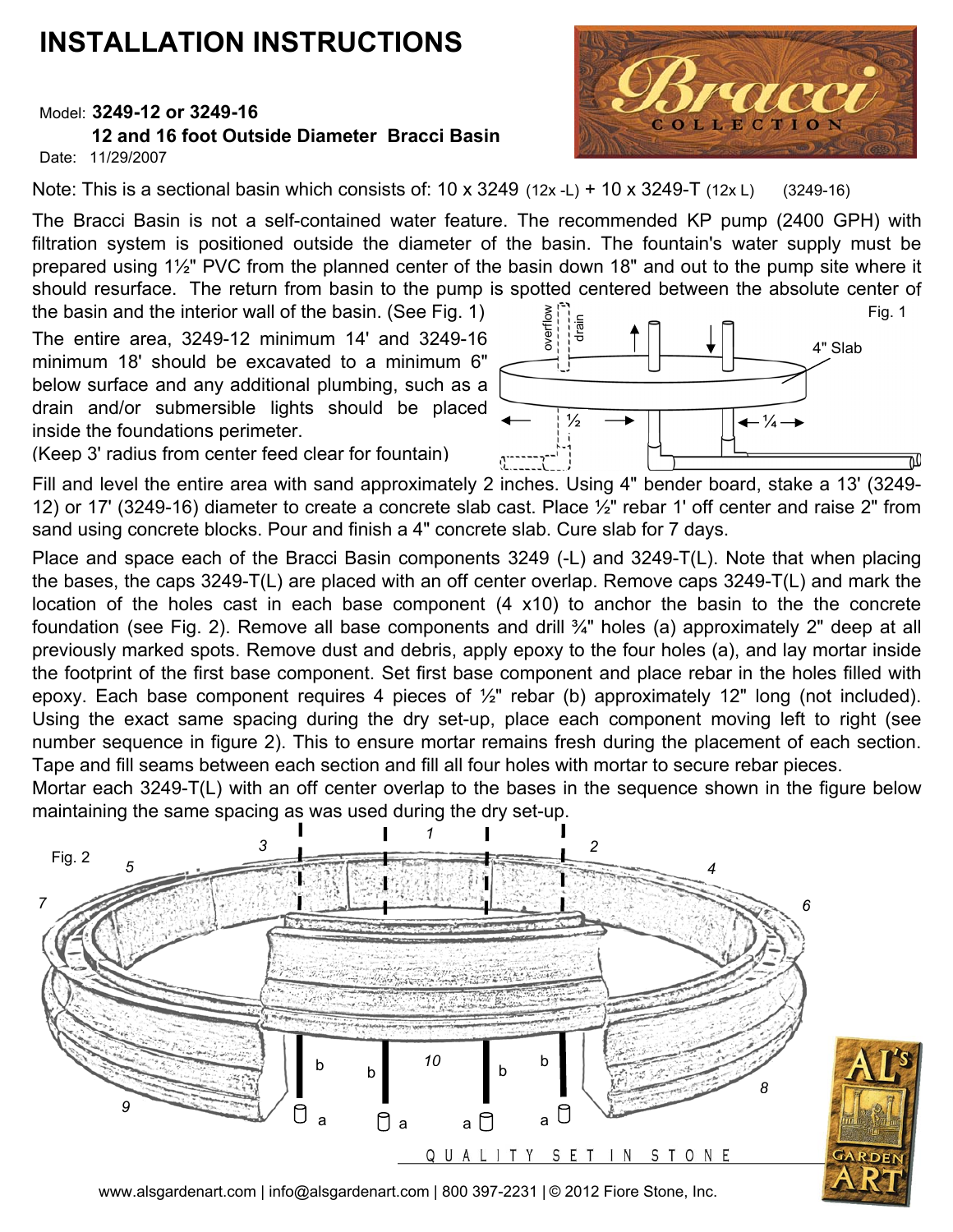# INSTALLATION INSTRUCTIONS

Model: **3249-12 or 3249-16**
**12 and 16 foot Outside Diameter Bracci Basin**
Date: 11/29/2007

Note: This is a sectional basin which consists of: 10 x 3249 (12x -L) + 10 x 3249-T (12x L) (3249-16)

The Bracci Basin is not a self-contained water feature. The recommended KP pump (2400 GPH) with filtration system is positioned outside the diameter of the basin. The fountain's water supply must be prepared using 1½" PVC from the planned center of the basin down 18" and out to the pump site where it should resurface. The return from basin to the pump is spotted centered between the absolute center of the basin and the interior wall of the basin. (See Fig. 1)

The entire area, 3249-12 minimum 14' and 3249-16 minimum 18' should be excavated to a minimum 6" below surface and any additional plumbing, such as a drain and/or submersible lights should be placed inside the foundations perimeter.
(Keep 3' radius from center feed clear for fountain)

Fig. 1

Fill and level the entire area with sand approximately 2 inches. Using 4" bender board, stake a 13' (3249-12) or 17' (3249-16) diameter to create a concrete slab cast. Place ½" rebar 1' off center and raise 2" from sand using concrete blocks. Pour and finish a 4" concrete slab. Cure slab for 7 days.

Place and space each of the Bracci Basin components 3249 (-L) and 3249-T(L). Note that when placing the bases, the caps 3249-T(L) are placed with an off center overlap. Remove caps 3249-T(L) and mark the location of the holes cast in each base component (4 x10) to anchor the basin to the the concrete foundation (see Fig. 2). Remove all base components and drill ¾" holes (a) approximately 2" deep at all previously marked spots. Remove dust and debris, apply epoxy to the four holes (a), and lay mortar inside the footprint of the first base component. Set first base component and place rebar in the holes filled with epoxy. Each base component requires 4 pieces of ½" rebar (b) approximately 12" long (not included). Using the exact same spacing during the dry set-up, place each component moving left to right (see number sequence in figure 2). This to ensure mortar remains fresh during the placement of each section. Tape and fill seams between each section and fill all four holes with mortar to secure rebar pieces.
Mortar each 3249-T(L) with an off center overlap to the bases in the sequence shown in the figure below maintaining the same spacing as was used during the dry set-up.

Fig. 2

www.alsgardenart.com | info@alsgardenart.com | 800 397-2231 | © 2012 Fiore Stone, Inc.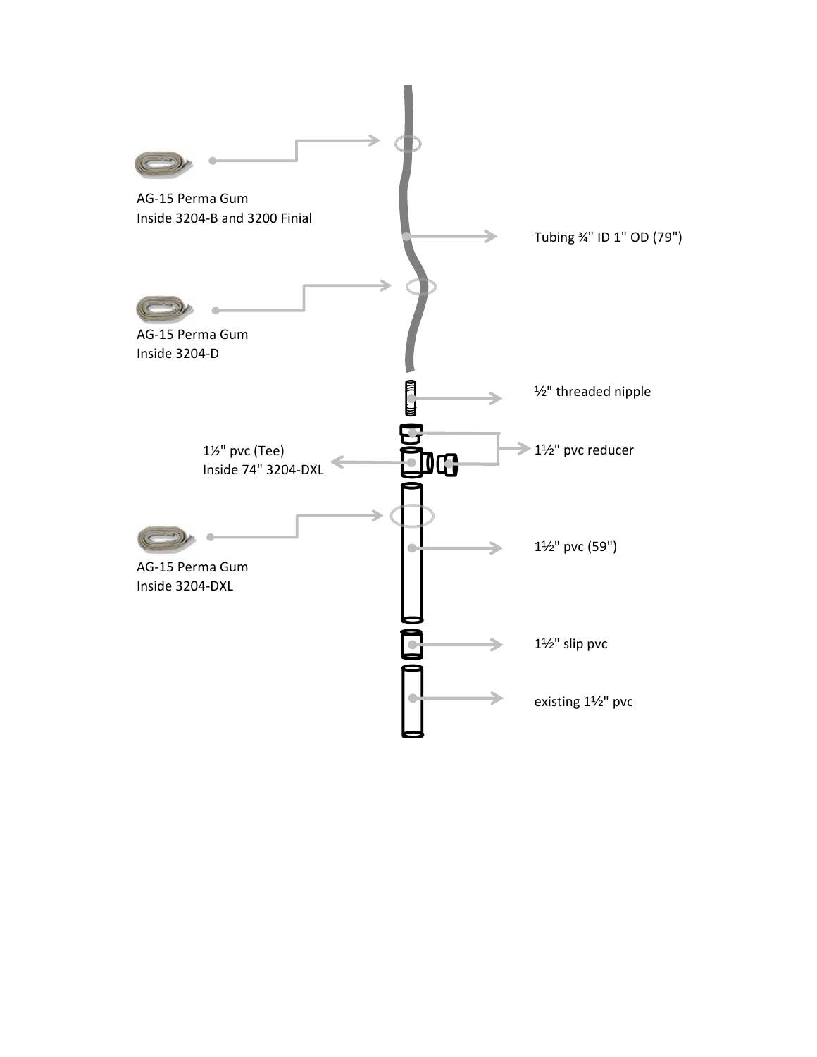AG-15 Perma Gum
Inside 3204-B and 3200 Finial

Tubing ¾" ID 1" OD (79")

AG-15 Perma Gum
Inside 3204-D

½" threaded nipple

1½" pvc (Tee)
Inside 74" 3204-DXL

1½" pvc reducer

AG-15 Perma Gum
Inside 3204-DXL

1½" pvc (59")

1½" slip pvc

existing 1½" pvc